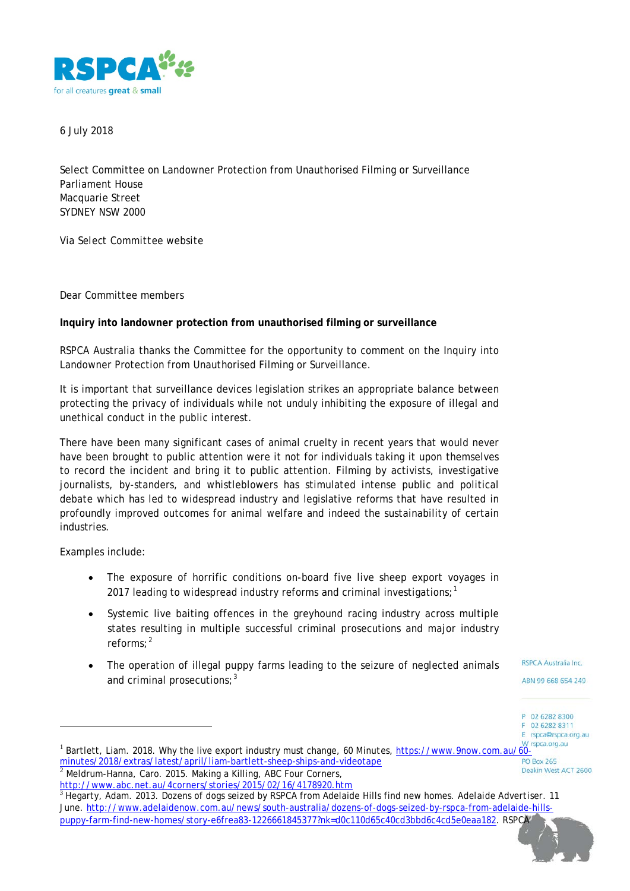6 July 2018

Select Committee on Landowner Protection from Unauthorised Filming or Surveillance
Parliament House
Macquarie Street
SYDNEY NSW 2000

Via Select Committee website

Dear Committee members

**Inquiry into landowner protection from unauthorised filming or surveillance**

RSPCA Australia thanks the Committee for the opportunity to comment on the Inquiry into Landowner Protection from Unauthorised Filming or Surveillance.

It is important that surveillance devices legislation strikes an appropriate balance between protecting the privacy of individuals while not unduly inhibiting the exposure of illegal and unethical conduct in the public interest.

There have been many significant cases of animal cruelty in recent years that would never have been brought to public attention were it not for individuals taking it upon themselves to record the incident and bring it to public attention. Filming by activists, investigative journalists, by-standers, and whistleblowers has stimulated intense public and political debate which has led to widespread industry and legislative reforms that have resulted in profoundly improved outcomes for animal welfare and indeed the sustainability of certain industries.

Examples include:

- The exposure of horrific conditions on-board five live sheep export voyages in 2017 leading to widespread industry reforms and criminal investigations;[1]
- Systemic live baiting offences in the greyhound racing industry across multiple states resulting in multiple successful criminal prosecutions and major industry reforms;[2]
- The operation of illegal puppy farms leading to the seizure of neglected animals and criminal prosecutions;[3]

RSPCA Australia Inc.
ABN 99 668 654 249

P 02 6282 8300
F 02 6282 8311
E rspca@rspca.org.au
W rspca.org.au
PO Box 265
Deakin West ACT 2600

---

[1] Bartlett, Liam. 2018. Why the live export industry must change, 60 Minutes, https://www.9now.com.au/60-minutes/2018/extras/latest/april/liam-bartlett-sheep-ships-and-videotape

[2] Meldrum-Hanna, Caro. 2015. Making a Killing, ABC Four Corners, http://www.abc.net.au/4corners/stories/2015/02/16/4178920.htm

[3] Hegarty, Adam. 2013. Dozens of dogs seized by RSPCA from Adelaide Hills find new homes. Adelaide Advertiser. 11 June. http://www.adelaidenow.com.au/news/south-australia/dozens-of-dogs-seized-by-rspca-from-adelaide-hills-puppy-farm-find-new-homes/story-e6frea83-1226661845377?nk=d0c110d65c40cd3bbd6c4cd5e0eaa182. RSPCA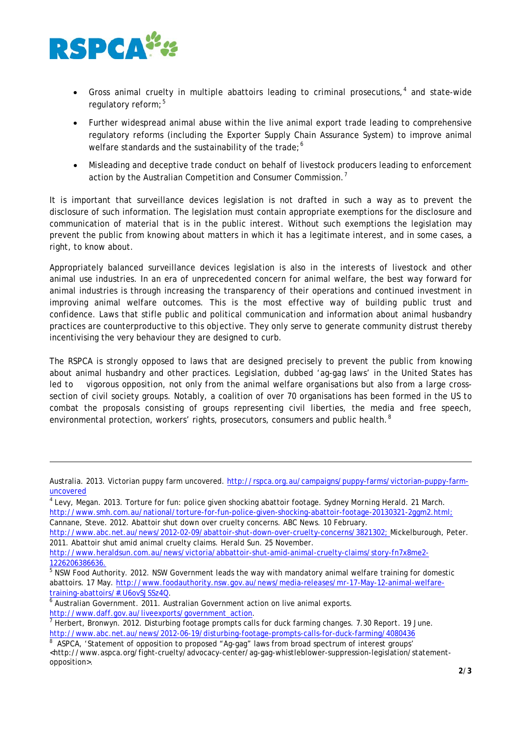- Gross animal cruelty in multiple abattoirs leading to criminal prosecutions,[4] and state-wide regulatory reform;[5]
- Further widespread animal abuse within the live animal export trade leading to comprehensive regulatory reforms (including the Exporter Supply Chain Assurance System) to improve animal welfare standards and the sustainability of the trade;[6]
- Misleading and deceptive trade conduct on behalf of livestock producers leading to enforcement action by the Australian Competition and Consumer Commission.[7]

It is important that surveillance devices legislation is not drafted in such a way as to prevent the disclosure of such information. The legislation must contain appropriate exemptions for the disclosure and communication of material that is in the public interest. Without such exemptions the legislation may prevent the public from knowing about matters in which it has a legitimate interest, and in some cases, a right, to know about.

Appropriately balanced surveillance devices legislation is also in the interests of livestock and other animal use industries. In an era of unprecedented concern for animal welfare, the best way forward for animal industries is through increasing the transparency of their operations and continued investment in improving animal welfare outcomes. This is the most effective way of building public trust and confidence. Laws that stifle public and political communication and information about animal husbandry practices are counterproductive to this objective. They only serve to generate community distrust thereby incentivising the very behaviour they are designed to curb.

The RSPCA is strongly opposed to laws that are designed precisely to prevent the public from knowing about animal husbandry and other practices. Legislation, dubbed 'ag-gag laws' in the United States has led to vigorous opposition, not only from the animal welfare organisations but also from a large cross-section of civil society groups. Notably, a coalition of over 70 organisations has been formed in the US to combat the proposals consisting of groups representing civil liberties, the media and free speech, environmental protection, workers' rights, prosecutors, consumers and public health.[8]

---

Australia. 2013. Victorian puppy farm uncovered. http://rspca.org.au/campaigns/puppy-farms/victorian-puppy-farm-uncovered

[4] Levy, Megan. 2013. Torture for fun: police given shocking abattoir footage. Sydney Morning Herald. 21 March. http://www.smh.com.au/national/torture-for-fun-police-given-shocking-abattoir-footage-20130321-2ggm2.html; Cannane, Steve. 2012. Abattoir shut down over cruelty concerns. ABC News. 10 February. http://www.abc.net.au/news/2012-02-09/abattoir-shut-down-over-cruelty-concerns/3821302; Mickelburough, Peter. 2011. Abattoir shut amid animal cruelty claims. Herald Sun. 25 November. http://www.heraldsun.com.au/news/victoria/abbattoir-shut-amid-animal-cruelty-claims/story-fn7x8me2-1226206386636.

[5] NSW Food Authority. 2012. NSW Government leads the way with mandatory animal welfare training for domestic abattoirs. 17 May. http://www.foodauthority.nsw.gov.au/news/media-releases/mr-17-May-12-animal-welfare-training-abattoirs/#.U6ovSJSSz4Q.

[6] Australian Government. 2011. Australian Government action on live animal exports. http://www.daff.gov.au/liveexports/government_action.

[7] Herbert, Bronwyn. 2012. Disturbing footage prompts calls for duck farming changes. 7.30 Report. 19 June. http://www.abc.net.au/news/2012-06-19/disturbing-footage-prompts-calls-for-duck-farming/4080436

[8] ASPCA, 'Statement of opposition to proposed "Ag-gag" laws from broad spectrum of interest groups' <http://www.aspca.org/fight-cruelty/advocacy-center/ag-gag-whistleblower-suppression-legislation/statement-opposition>.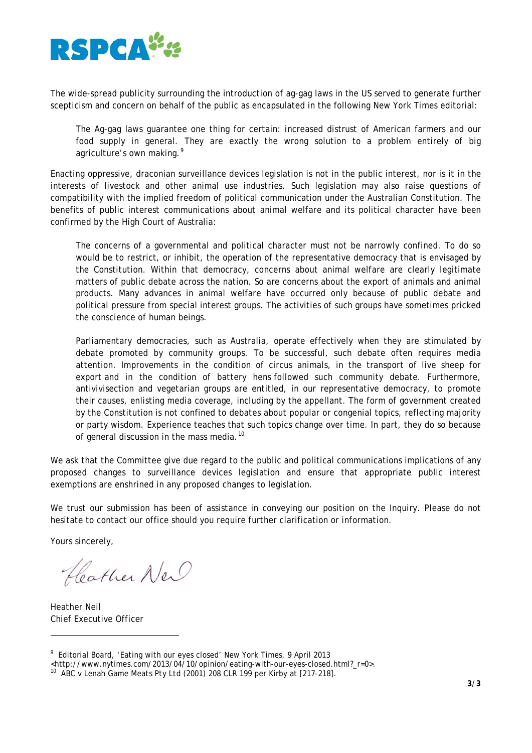The wide-spread publicity surrounding the introduction of ag-gag laws in the US served to generate further scepticism and concern on behalf of the public as encapsulated in the following New York Times editorial:

> The Ag-gag laws guarantee one thing for certain: increased distrust of American farmers and our food supply in general. They are exactly the wrong solution to a problem entirely of big agriculture's own making.[9]

Enacting oppressive, draconian surveillance devices legislation is not in the public interest, nor is it in the interests of livestock and other animal use industries. Such legislation may also raise questions of compatibility with the implied freedom of political communication under the Australian Constitution. The benefits of public interest communications about animal welfare and its political character have been confirmed by the High Court of Australia:

> The concerns of a governmental and political character must not be narrowly confined. To do so would be to restrict, or inhibit, the operation of the representative democracy that is envisaged by the Constitution. Within that democracy, concerns about animal welfare are clearly legitimate matters of public debate across the nation. So are concerns about the export of animals and animal products. Many advances in animal welfare have occurred only because of public debate and political pressure from special interest groups. The activities of such groups have sometimes pricked the conscience of human beings.
>
> Parliamentary democracies, such as Australia, operate effectively when they are stimulated by debate promoted by community groups. To be successful, such debate often requires media attention. Improvements in the condition of circus animals, in the transport of live sheep for export and in the condition of battery hens followed such community debate. Furthermore, antivivisection and vegetarian groups are entitled, in our representative democracy, to promote their causes, enlisting media coverage, including by the appellant. The form of government created by the Constitution is not confined to debates about popular or congenial topics, reflecting majority or party wisdom. Experience teaches that such topics change over time. In part, they do so because of general discussion in the mass media.[10]

We ask that the Committee give due regard to the public and political communications implications of any proposed changes to surveillance devices legislation and ensure that appropriate public interest exemptions are enshrined in any proposed changes to legislation.

We trust our submission has been of assistance in conveying our position on the Inquiry. Please do not hesitate to contact our office should you require further clarification or information.

Yours sincerely,

Heather Neil
Chief Executive Officer

---

[9] Editorial Board, 'Eating with our eyes closed' New York Times, 9 April 2013 <http://www.nytimes.com/2013/04/10/opinion/eating-with-our-eyes-closed.html?_r=0>.

[10] ABC v Lenah Game Meats Pty Ltd (2001) 208 CLR 199 per Kirby at [217-218].